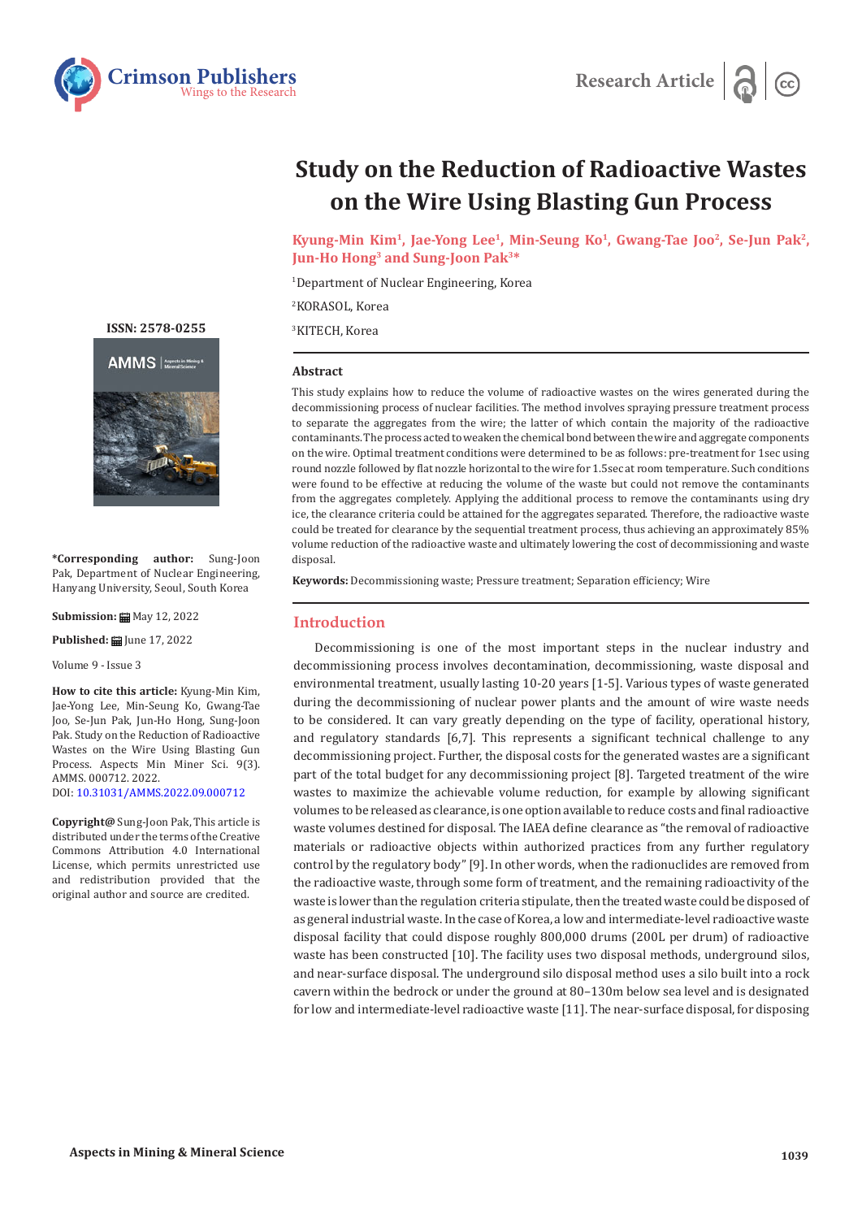Research Article

# Study on the Reduction of Radioactive Wastes on the Wire Using Blasting Gun Process

**Kyung-Min Kim[1], Jae-Yong Lee[1], Min-Seung Ko[1], Gwang-Tae Joo[2], Se-Jun Pak[2], Jun-Ho Hong[3] and Sung-Joon Pak[3]***

[1]Department of Nuclear Engineering, Korea

[2]KORASOL, Korea

[3]KITECH, Korea

ISSN: 2578-0255

**\*Corresponding author:** Sung-Joon Pak, Department of Nuclear Engineering, Hanyang University, Seoul, South Korea

**Submission:** May 12, 2022

**Published:** June 17, 2022

Volume 9 - Issue 3

**How to cite this article:** Kyung-Min Kim, Jae-Yong Lee, Min-Seung Ko, Gwang-Tae Joo, Se-Jun Pak, Jun-Ho Hong, Sung-Joon Pak. Study on the Reduction of Radioactive Wastes on the Wire Using Blasting Gun Process. Aspects Min Miner Sci. 9(3). AMMS. 000712. 2022.
DOI: 10.31031/AMMS.2022.09.000712

**Copyright@** Sung-Joon Pak, This article is distributed under the terms of the Creative Commons Attribution 4.0 International License, which permits unrestricted use and redistribution provided that the original author and source are credited.

## Abstract

This study explains how to reduce the volume of radioactive wastes on the wires generated during the decommissioning process of nuclear facilities. The method involves spraying pressure treatment process to separate the aggregates from the wire; the latter of which contain the majority of the radioactive contaminants. The process acted to weaken the chemical bond between the wire and aggregate components on the wire. Optimal treatment conditions were determined to be as follows: pre-treatment for 1sec using round nozzle followed by flat nozzle horizontal to the wire for 1.5sec at room temperature. Such conditions were found to be effective at reducing the volume of the waste but could not remove the contaminants from the aggregates completely. Applying the additional process to remove the contaminants using dry ice, the clearance criteria could be attained for the aggregates separated. Therefore, the radioactive waste could be treated for clearance by the sequential treatment process, thus achieving an approximately 85% volume reduction of the radioactive waste and ultimately lowering the cost of decommissioning and waste disposal.

**Keywords:** Decommissioning waste; Pressure treatment; Separation efficiency; Wire

## Introduction

Decommissioning is one of the most important steps in the nuclear industry and decommissioning process involves decontamination, decommissioning, waste disposal and environmental treatment, usually lasting 10-20 years [1-5]. Various types of waste generated during the decommissioning of nuclear power plants and the amount of wire waste needs to be considered. It can vary greatly depending on the type of facility, operational history, and regulatory standards [6,7]. This represents a significant technical challenge to any decommissioning project. Further, the disposal costs for the generated wastes are a significant part of the total budget for any decommissioning project [8]. Targeted treatment of the wire wastes to maximize the achievable volume reduction, for example by allowing significant volumes to be released as clearance, is one option available to reduce costs and final radioactive waste volumes destined for disposal. The IAEA define clearance as "the removal of radioactive materials or radioactive objects within authorized practices from any further regulatory control by the regulatory body" [9]. In other words, when the radionuclides are removed from the radioactive waste, through some form of treatment, and the remaining radioactivity of the waste is lower than the regulation criteria stipulate, then the treated waste could be disposed of as general industrial waste. In the case of Korea, a low and intermediate-level radioactive waste disposal facility that could dispose roughly 800,000 drums (200L per drum) of radioactive waste has been constructed [10]. The facility uses two disposal methods, underground silos, and near-surface disposal. The underground silo disposal method uses a silo built into a rock cavern within the bedrock or under the ground at 80–130m below sea level and is designated for low and intermediate-level radioactive waste [11]. The near-surface disposal, for disposing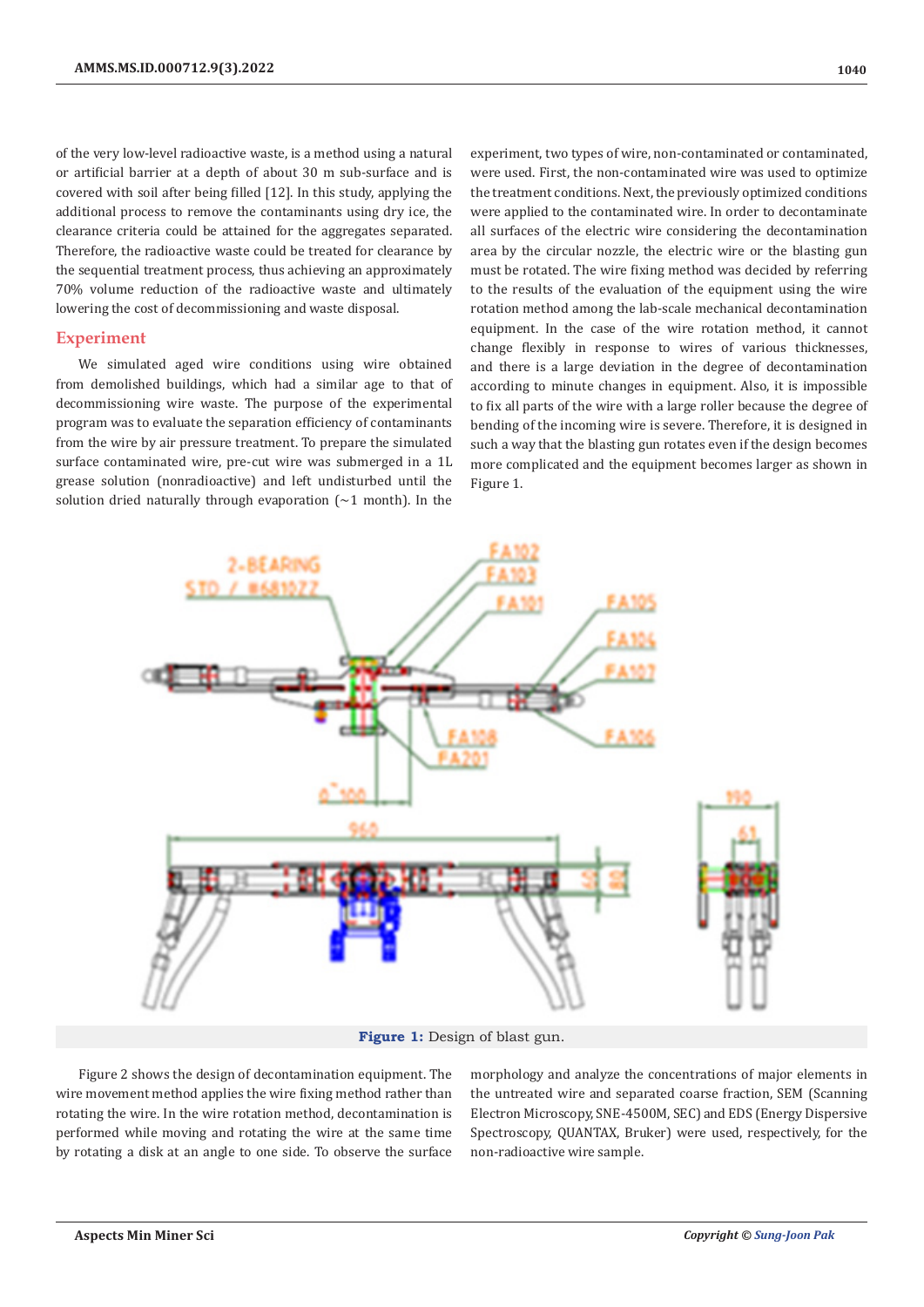of the very low-level radioactive waste, is a method using a natural or artificial barrier at a depth of about 30 m sub-surface and is covered with soil after being filled [12]. In this study, applying the additional process to remove the contaminants using dry ice, the clearance criteria could be attained for the aggregates separated. Therefore, the radioactive waste could be treated for clearance by the sequential treatment process, thus achieving an approximately 70% volume reduction of the radioactive waste and ultimately lowering the cost of decommissioning and waste disposal.

## Experiment

We simulated aged wire conditions using wire obtained from demolished buildings, which had a similar age to that of decommissioning wire waste. The purpose of the experimental program was to evaluate the separation efficiency of contaminants from the wire by air pressure treatment. To prepare the simulated surface contaminated wire, pre-cut wire was submerged in a 1L grease solution (nonradioactive) and left undisturbed until the solution dried naturally through evaporation (~1 month). In the experiment, two types of wire, non-contaminated or contaminated, were used. First, the non-contaminated wire was used to optimize the treatment conditions. Next, the previously optimized conditions were applied to the contaminated wire. In order to decontaminate all surfaces of the electric wire considering the decontamination area by the circular nozzle, the electric wire or the blasting gun must be rotated. The wire fixing method was decided by referring to the results of the evaluation of the equipment using the wire rotation method among the lab-scale mechanical decontamination equipment. In the case of the wire rotation method, it cannot change flexibly in response to wires of various thicknesses, and there is a large deviation in the degree of decontamination according to minute changes in equipment. Also, it is impossible to fix all parts of the wire with a large roller because the degree of bending of the incoming wire is severe. Therefore, it is designed in such a way that the blasting gun rotates even if the design becomes more complicated and the equipment becomes larger as shown in Figure 1.

**Figure 1:** Design of blast gun.

Figure 2 shows the design of decontamination equipment. The wire movement method applies the wire fixing method rather than rotating the wire. In the wire rotation method, decontamination is performed while moving and rotating the wire at the same time by rotating a disk at an angle to one side. To observe the surface morphology and analyze the concentrations of major elements in the untreated wire and separated coarse fraction, SEM (Scanning Electron Microscopy, SNE-4500M, SEC) and EDS (Energy Dispersive Spectroscopy, QUANTAX, Bruker) were used, respectively, for the non-radioactive wire sample.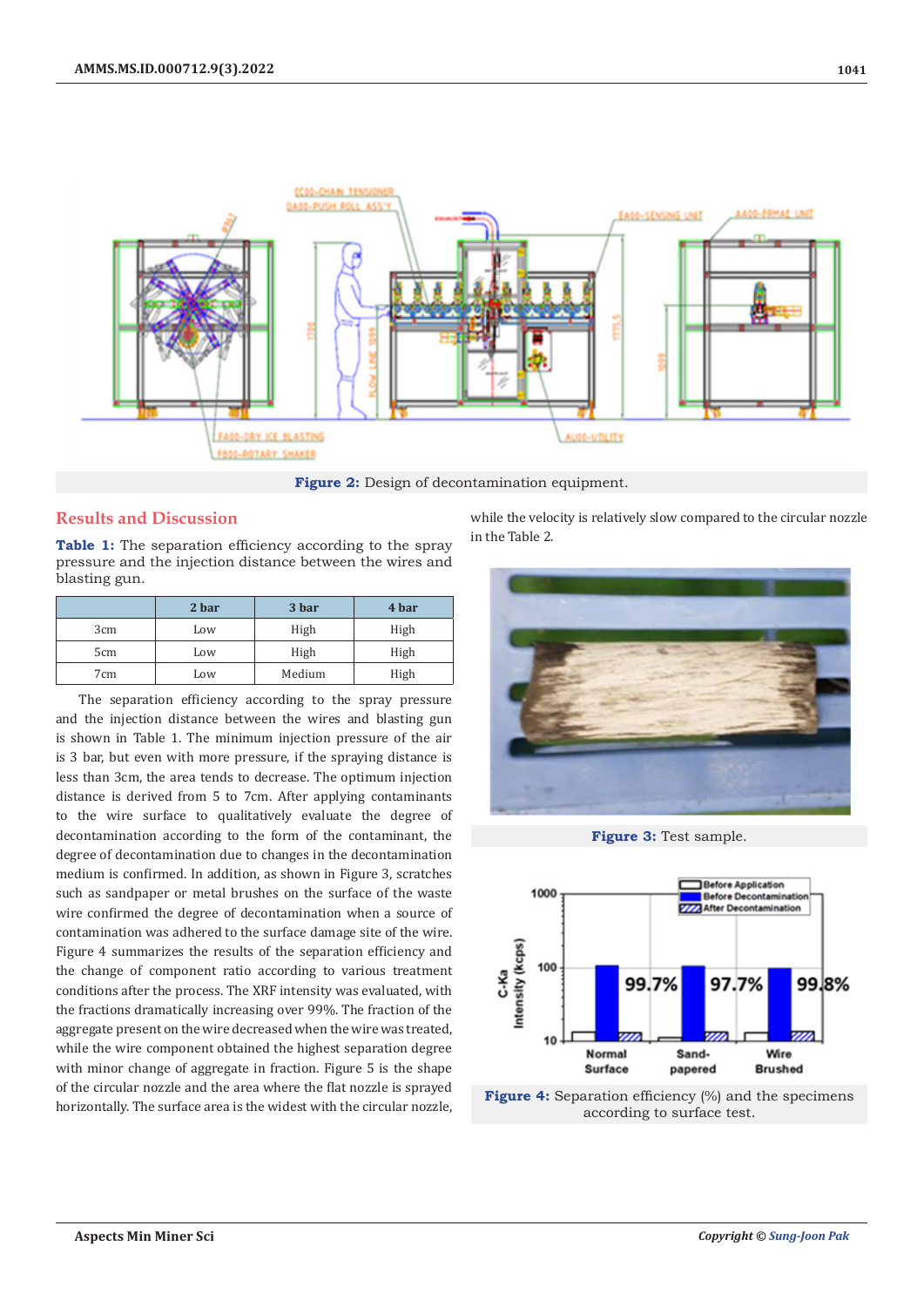Figure 2: Design of decontamination equipment.

## Results and Discussion

**Table 1:** The separation efficiency according to the spray pressure and the injection distance between the wires and blasting gun.

| | 2 bar | 3 bar | 4 bar |
|---|---|---|---|
| 3cm | Low | High | High |
| 5cm | Low | High | High |
| 7cm | Low | Medium | High |

The separation efficiency according to the spray pressure and the injection distance between the wires and blasting gun is shown in Table 1. The minimum injection pressure of the air is 3 bar, but even with more pressure, if the spraying distance is less than 3cm, the area tends to decrease. The optimum injection distance is derived from 5 to 7cm. After applying contaminants to the wire surface to qualitatively evaluate the degree of decontamination according to the form of the contaminant, the degree of decontamination due to changes in the decontamination medium is confirmed. In addition, as shown in Figure 3, scratches such as sandpaper or metal brushes on the surface of the waste wire confirmed the degree of decontamination when a source of contamination was adhered to the surface damage site of the wire. Figure 4 summarizes the results of the separation efficiency and the change of component ratio according to various treatment conditions after the process. The XRF intensity was evaluated, with the fractions dramatically increasing over 99%. The fraction of the aggregate present on the wire decreased when the wire was treated, while the wire component obtained the highest separation degree with minor change of aggregate in fraction. Figure 5 is the shape of the circular nozzle and the area where the flat nozzle is sprayed horizontally. The surface area is the widest with the circular nozzle, while the velocity is relatively slow compared to the circular nozzle in the Table 2.

Figure 3: Test sample.

Figure 4: Separation efficiency (%) and the specimens according to surface test.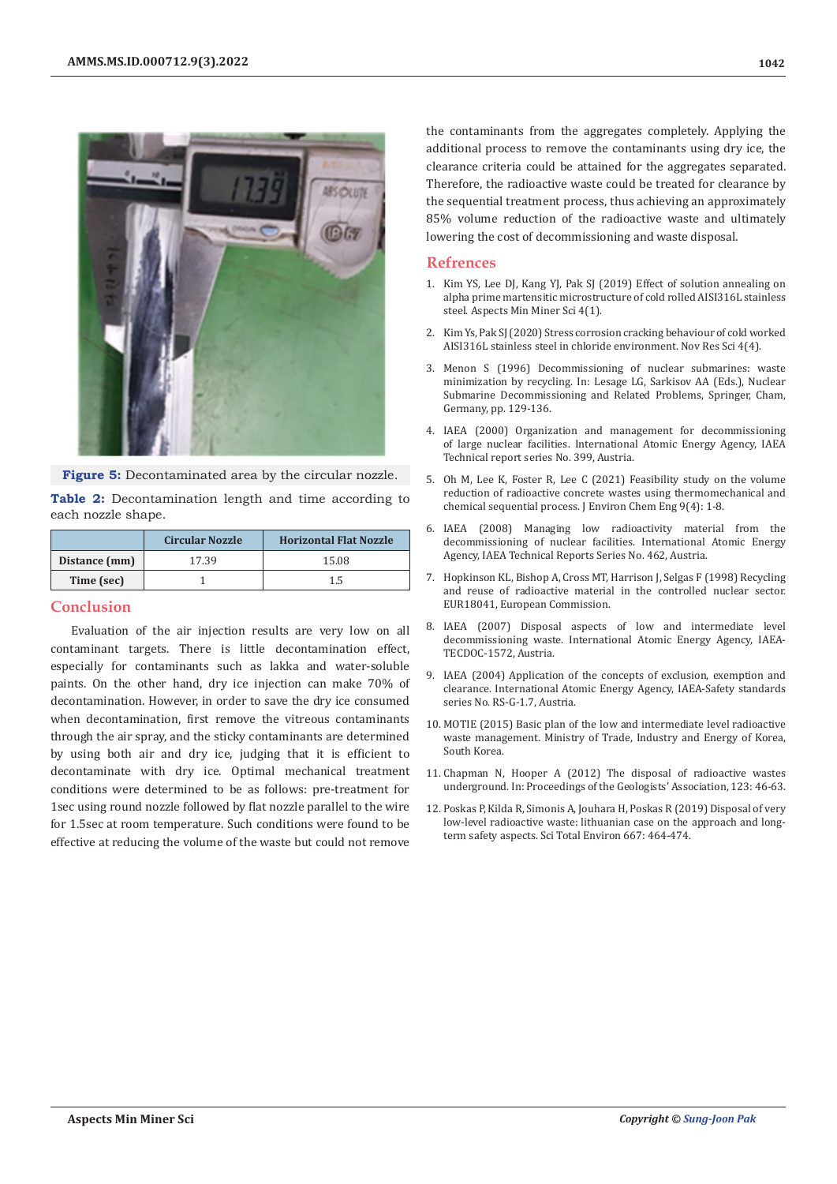Figure 5: Decontaminated area by the circular nozzle.

Table 2: Decontamination length and time according to each nozzle shape.

| | Circular Nozzle | Horizontal Flat Nozzle |
|---|---|---|
| Distance (mm) | 17.39 | 15.08 |
| Time (sec) | 1 | 1.5 |

## Conclusion

Evaluation of the air injection results are very low on all contaminant targets. There is little decontamination effect, especially for contaminants such as lakka and water-soluble paints. On the other hand, dry ice injection can make 70% of decontamination. However, in order to save the dry ice consumed when decontamination, first remove the vitreous contaminants through the air spray, and the sticky contaminants are determined by using both air and dry ice, judging that it is efficient to decontaminate with dry ice. Optimal mechanical treatment conditions were determined to be as follows: pre-treatment for 1sec using round nozzle followed by flat nozzle parallel to the wire for 1.5sec at room temperature. Such conditions were found to be effective at reducing the volume of the waste but could not remove the contaminants from the aggregates completely. Applying the additional process to remove the contaminants using dry ice, the clearance criteria could be attained for the aggregates separated. Therefore, the radioactive waste could be treated for clearance by the sequential treatment process, thus achieving an approximately 85% volume reduction of the radioactive waste and ultimately lowering the cost of decommissioning and waste disposal.

## Refrences

1. Kim YS, Lee DJ, Kang YJ, Pak SJ (2019) Effect of solution annealing on alpha prime martensitic microstructure of cold rolled AISI316L stainless steel. Aspects Min Miner Sci 4(1).
2. Kim Ys, Pak SJ (2020) Stress corrosion cracking behaviour of cold worked AISI316L stainless steel in chloride environment. Nov Res Sci 4(4).
3. Menon S (1996) Decommissioning of nuclear submarines: waste minimization by recycling. In: Lesage LG, Sarkisov AA (Eds.), Nuclear Submarine Decommissioning and Related Problems, Springer, Cham, Germany, pp. 129-136.
4. IAEA (2000) Organization and management for decommissioning of large nuclear facilities. International Atomic Energy Agency, IAEA Technical report series No. 399, Austria.
5. Oh M, Lee K, Foster R, Lee C (2021) Feasibility study on the volume reduction of radioactive concrete wastes using thermomechanical and chemical sequential process. J Environ Chem Eng 9(4): 1-8.
6. IAEA (2008) Managing low radioactivity material from the decommissioning of nuclear facilities. International Atomic Energy Agency, IAEA Technical Reports Series No. 462, Austria.
7. Hopkinson KL, Bishop A, Cross MT, Harrison J, Selgas F (1998) Recycling and reuse of radioactive material in the controlled nuclear sector. EUR18041, European Commission.
8. IAEA (2007) Disposal aspects of low and intermediate level decommissioning waste. International Atomic Energy Agency, IAEA-TECDOC-1572, Austria.
9. IAEA (2004) Application of the concepts of exclusion, exemption and clearance. International Atomic Energy Agency, IAEA-Safety standards series No. RS-G-1.7, Austria.
10. MOTIE (2015) Basic plan of the low and intermediate level radioactive waste management. Ministry of Trade, Industry and Energy of Korea, South Korea.
11. Chapman N, Hooper A (2012) The disposal of radioactive wastes underground. In: Proceedings of the Geologists' Association, 123: 46-63.
12. Poskas P, Kilda R, Simonis A, Jouhara H, Poskas R (2019) Disposal of very low-level radioactive waste: lithuanian case on the approach and long-term safety aspects. Sci Total Environ 667: 464-474.